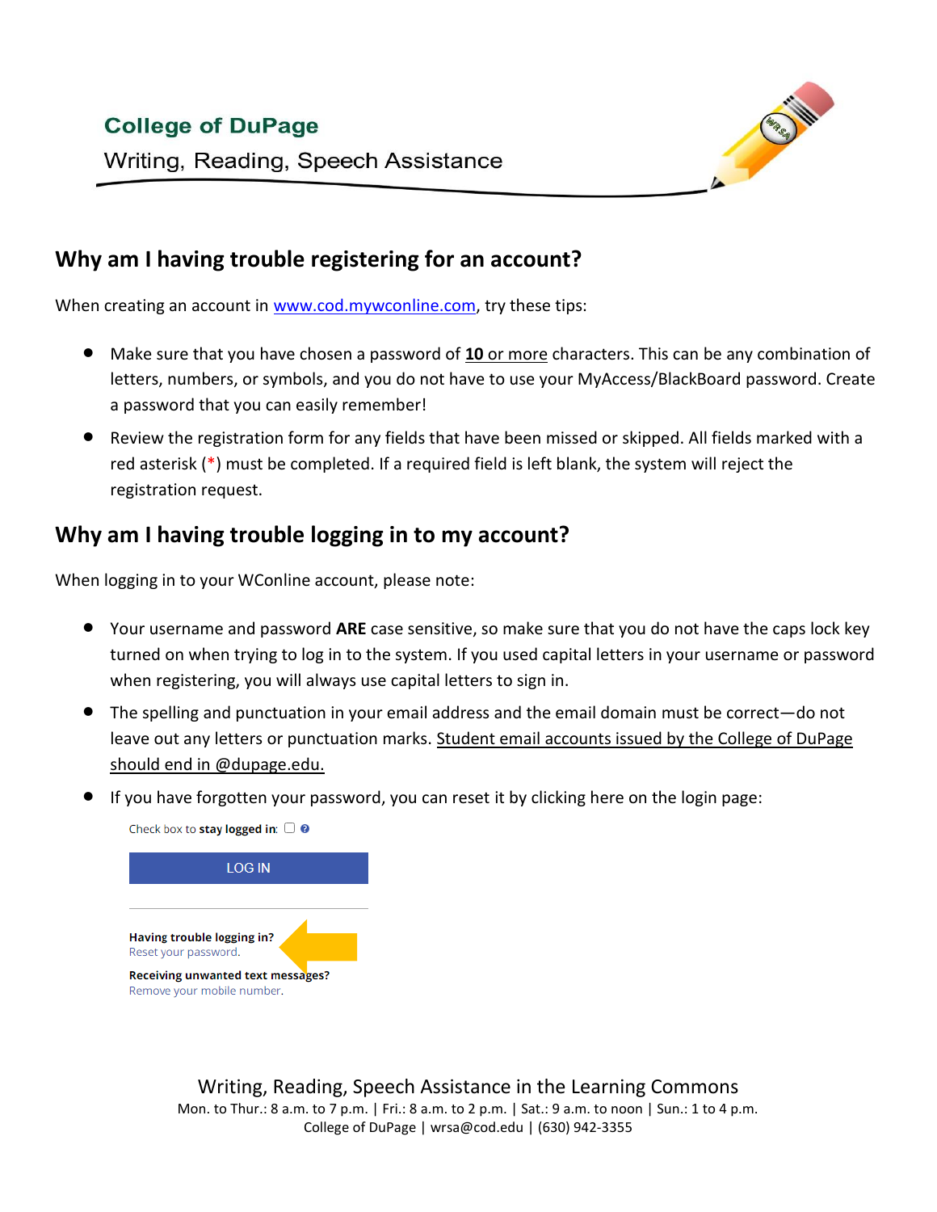**College of DuPage**

Writing, Reading, Speech Assistance

## Why am I having trouble registering for an account?

When creating an account in www.cod.mywconline.com, try these tips:

- Make sure that you have chosen a password of **10** or more characters. This can be any combination of letters, numbers, or symbols, and you do not have to use your MyAccess/BlackBoard password. Create a password that you can easily remember!
- Review the registration form for any fields that have been missed or skipped. All fields marked with a red asterisk (*) must be completed. If a required field is left blank, the system will reject the registration request.

## Why am I having trouble logging in to my account?

When logging in to your WConline account, please note:

- Your username and password **ARE** case sensitive, so make sure that you do not have the caps lock key turned on when trying to log in to the system. If you used capital letters in your username or password when registering, you will always use capital letters to sign in.
- The spelling and punctuation in your email address and the email domain must be correct—do not leave out any letters or punctuation marks. Student email accounts issued by the College of DuPage should end in @dupage.edu.
- If you have forgotten your password, you can reset it by clicking here on the login page:

Check box to **stay logged in**:

LOG IN

**Having trouble logging in?**
Reset your password.

**Receiving unwanted text messages?**
Remove your mobile number.

Writing, Reading, Speech Assistance in the Learning Commons
Mon. to Thur.: 8 a.m. to 7 p.m. | Fri.: 8 a.m. to 2 p.m. | Sat.: 9 a.m. to noon | Sun.: 1 to 4 p.m.
College of DuPage | wrsa@cod.edu | (630) 942-3355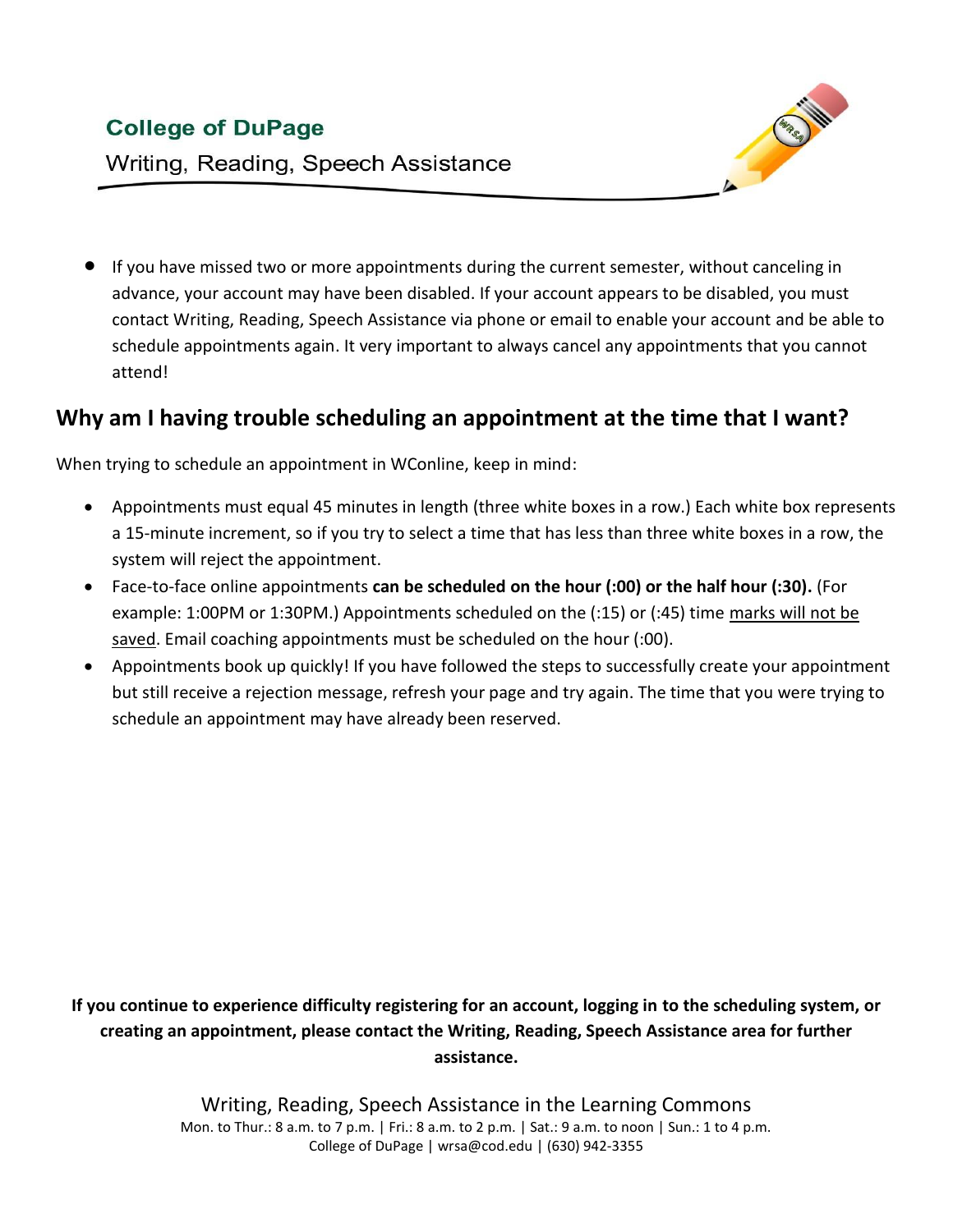- If you have missed two or more appointments during the current semester, without canceling in advance, your account may have been disabled. If your account appears to be disabled, you must contact Writing, Reading, Speech Assistance via phone or email to enable your account and be able to schedule appointments again. It very important to always cancel any appointments that you cannot attend!

## Why am I having trouble scheduling an appointment at the time that I want?

When trying to schedule an appointment in WConline, keep in mind:

- Appointments must equal 45 minutes in length (three white boxes in a row.) Each white box represents a 15-minute increment, so if you try to select a time that has less than three white boxes in a row, the system will reject the appointment.
- Face-to-face online appointments **can be scheduled on the hour (:00) or the half hour (:30).** (For example: 1:00PM or 1:30PM.) Appointments scheduled on the (:15) or (:45) time marks will not be saved. Email coaching appointments must be scheduled on the hour (:00).
- Appointments book up quickly! If you have followed the steps to successfully create your appointment but still receive a rejection message, refresh your page and try again. The time that you were trying to schedule an appointment may have already been reserved.

**If you continue to experience difficulty registering for an account, logging in to the scheduling system, or creating an appointment, please contact the Writing, Reading, Speech Assistance area for further assistance.**

Writing, Reading, Speech Assistance in the Learning Commons

Mon. to Thur.: 8 a.m. to 7 p.m. | Fri.: 8 a.m. to 2 p.m. | Sat.: 9 a.m. to noon | Sun.: 1 to 4 p.m.

College of DuPage | wrsa@cod.edu | (630) 942-3355